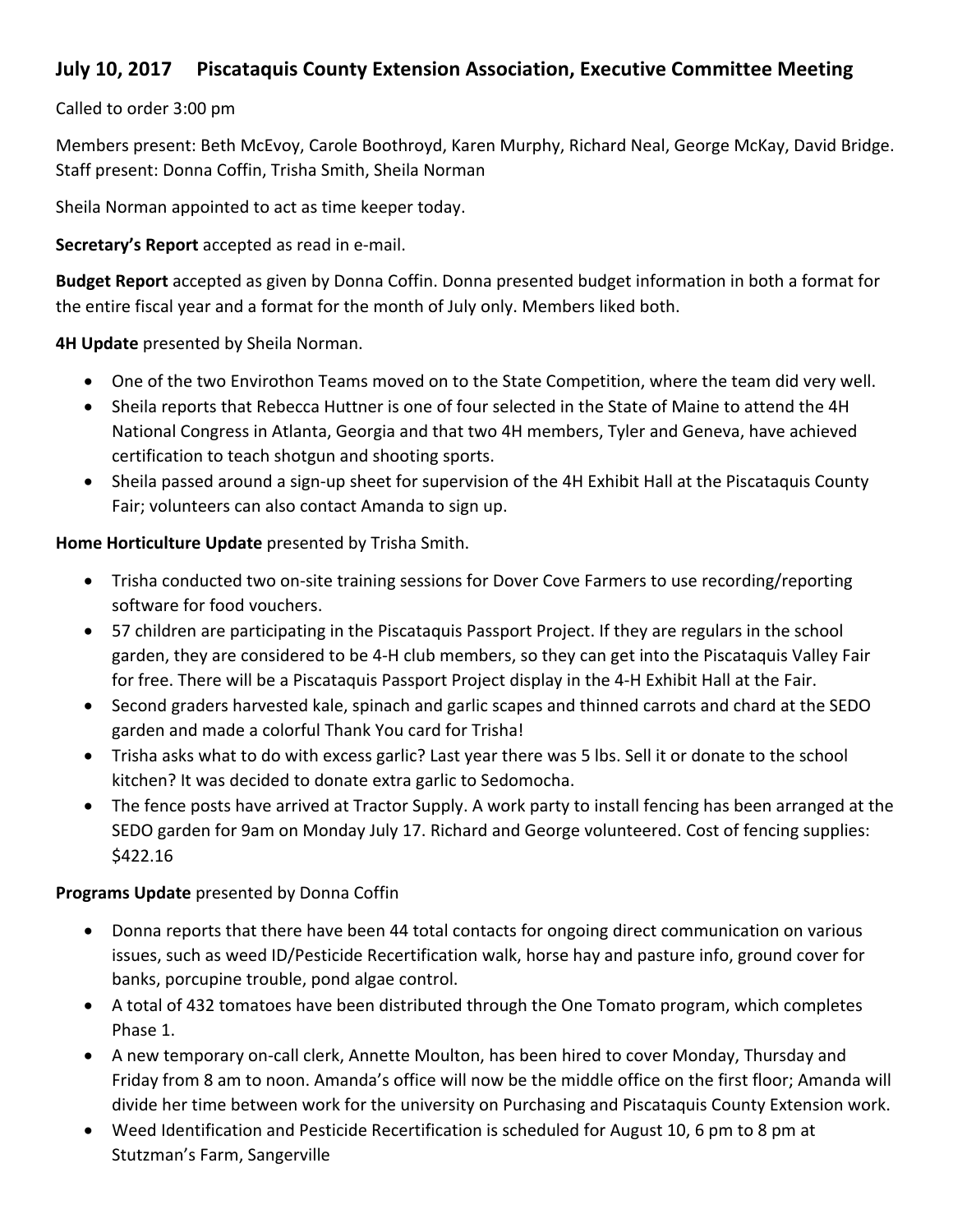## July 10, 2017 Piscataquis County Extension Association, Executive Committee Meeting

Called to order 3:00 pm

Members present: Beth McEvoy, Carole Boothroyd, Karen Murphy, Richard Neal, George McKay, David Bridge. Staff present: Donna Coffin, Trisha Smith, Sheila Norman

Sheila Norman appointed to act as time keeper today.

**Secretary's Report** accepted as read in e-mail.

**Budget Report** accepted as given by Donna Coffin. Donna presented budget information in both a format for the entire fiscal year and a format for the month of July only. Members liked both.

**4H Update** presented by Sheila Norman.

- One of the two Envirothon Teams moved on to the State Competition, where the team did very well.
- Sheila reports that Rebecca Huttner is one of four selected in the State of Maine to attend the 4H National Congress in Atlanta, Georgia and that two 4H members, Tyler and Geneva, have achieved certification to teach shotgun and shooting sports.
- Sheila passed around a sign-up sheet for supervision of the 4H Exhibit Hall at the Piscataquis County Fair; volunteers can also contact Amanda to sign up.

**Home Horticulture Update** presented by Trisha Smith.

- Trisha conducted two on-site training sessions for Dover Cove Farmers to use recording/reporting software for food vouchers.
- 57 children are participating in the Piscataquis Passport Project. If they are regulars in the school garden, they are considered to be 4-H club members, so they can get into the Piscataquis Valley Fair for free. There will be a Piscataquis Passport Project display in the 4-H Exhibit Hall at the Fair.
- Second graders harvested kale, spinach and garlic scapes and thinned carrots and chard at the SEDO garden and made a colorful Thank You card for Trisha!
- Trisha asks what to do with excess garlic? Last year there was 5 lbs. Sell it or donate to the school kitchen? It was decided to donate extra garlic to Sedomocha.
- The fence posts have arrived at Tractor Supply. A work party to install fencing has been arranged at the SEDO garden for 9am on Monday July 17. Richard and George volunteered. Cost of fencing supplies: $422.16

**Programs Update** presented by Donna Coffin

- Donna reports that there have been 44 total contacts for ongoing direct communication on various issues, such as weed ID/Pesticide Recertification walk, horse hay and pasture info, ground cover for banks, porcupine trouble, pond algae control.
- A total of 432 tomatoes have been distributed through the One Tomato program, which completes Phase 1.
- A new temporary on-call clerk, Annette Moulton, has been hired to cover Monday, Thursday and Friday from 8 am to noon. Amanda's office will now be the middle office on the first floor; Amanda will divide her time between work for the university on Purchasing and Piscataquis County Extension work.
- Weed Identification and Pesticide Recertification is scheduled for August 10, 6 pm to 8 pm at Stutzman's Farm, Sangerville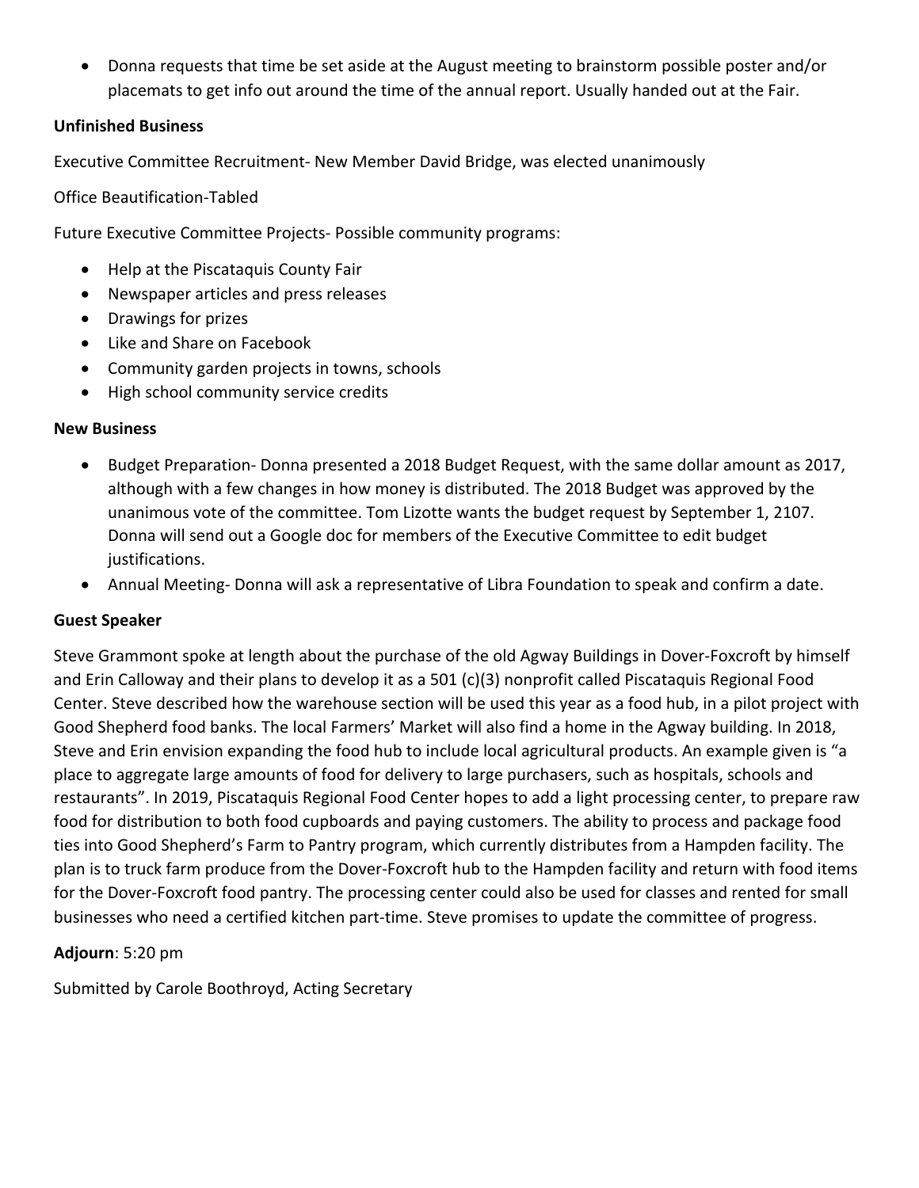- Donna requests that time be set aside at the August meeting to brainstorm possible poster and/or placemats to get info out around the time of the annual report. Usually handed out at the Fair.

**Unfinished Business**

Executive Committee Recruitment- New Member David Bridge, was elected unanimously

Office Beautification-Tabled

Future Executive Committee Projects- Possible community programs:

- Help at the Piscataquis County Fair
- Newspaper articles and press releases
- Drawings for prizes
- Like and Share on Facebook
- Community garden projects in towns, schools
- High school community service credits

**New Business**

- Budget Preparation- Donna presented a 2018 Budget Request, with the same dollar amount as 2017, although with a few changes in how money is distributed. The 2018 Budget was approved by the unanimous vote of the committee. Tom Lizotte wants the budget request by September 1, 2107. Donna will send out a Google doc for members of the Executive Committee to edit budget justifications.
- Annual Meeting- Donna will ask a representative of Libra Foundation to speak and confirm a date.

**Guest Speaker**

Steve Grammont spoke at length about the purchase of the old Agway Buildings in Dover-Foxcroft by himself and Erin Calloway and their plans to develop it as a 501 (c)(3) nonprofit called Piscataquis Regional Food Center. Steve described how the warehouse section will be used this year as a food hub, in a pilot project with Good Shepherd food banks. The local Farmers' Market will also find a home in the Agway building. In 2018, Steve and Erin envision expanding the food hub to include local agricultural products. An example given is "a place to aggregate large amounts of food for delivery to large purchasers, such as hospitals, schools and restaurants". In 2019, Piscataquis Regional Food Center hopes to add a light processing center, to prepare raw food for distribution to both food cupboards and paying customers. The ability to process and package food ties into Good Shepherd's Farm to Pantry program, which currently distributes from a Hampden facility. The plan is to truck farm produce from the Dover-Foxcroft hub to the Hampden facility and return with food items for the Dover-Foxcroft food pantry. The processing center could also be used for classes and rented for small businesses who need a certified kitchen part-time. Steve promises to update the committee of progress.

**Adjourn**: 5:20 pm

Submitted by Carole Boothroyd, Acting Secretary